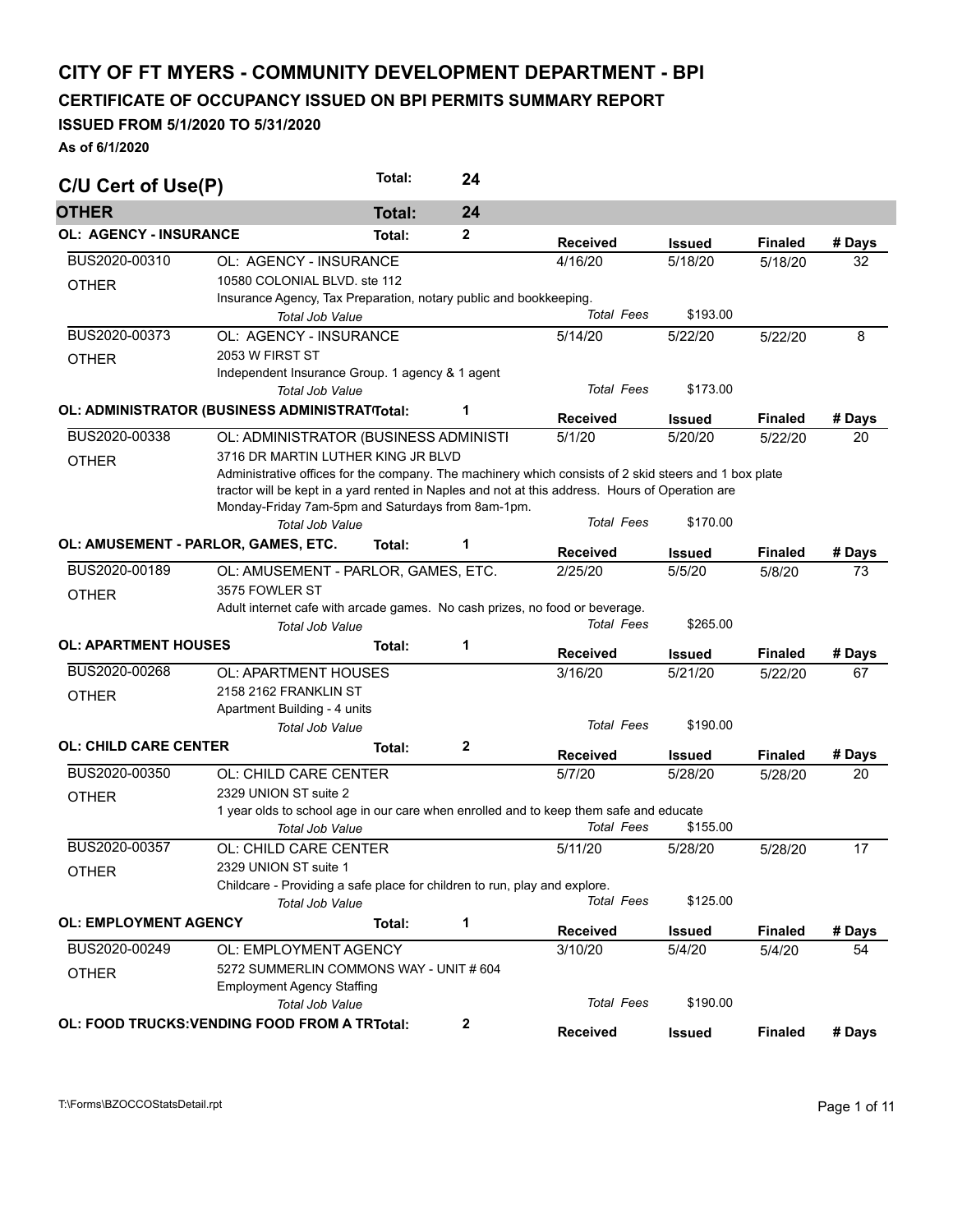# CITY OF FT MYERS - COMMUNITY DEVELOPMENT DEPARTMENT - BPI

## CERTIFICATE OF OCCUPANCY ISSUED ON BPI PERMITS SUMMARY REPORT

### ISSUED FROM 5/1/2020 TO 5/31/2020

**As of 6/1/2020**

## C/U Cert of Use(P) — Total: 24

### OTHER — Total: 24

#### OL: AGENCY - INSURANCE — Total: 2

| Permit | Description | Received | Issued | Finaled | # Days |
|---|---|---|---|---|---|
| BUS2020-00310 | OL: AGENCY - INSURANCE | 4/16/20 | 5/18/20 | 5/18/20 | 32 |
| OTHER | 10580 COLONIAL BLVD. ste 112 | | | | |
| | Insurance Agency, Tax Preparation, notary public and bookkeeping. | | | | |
| | *Total Job Value* | *Total Fees* | $193.00 | | |
| BUS2020-00373 | OL: AGENCY - INSURANCE | 5/14/20 | 5/22/20 | 5/22/20 | 8 |
| OTHER | 2053 W FIRST ST | | | | |
| | Independent Insurance Group. 1 agency & 1 agent | | | | |
| | *Total Job Value* | *Total Fees* | $173.00 | | |

#### OL: ADMINISTRATOR (BUSINESS ADMINISTRAT — Total: 1

| Permit | Description | Received | Issued | Finaled | # Days |
|---|---|---|---|---|---|
| BUS2020-00338 | OL: ADMINISTRATOR (BUSINESS ADMINISTI | 5/1/20 | 5/20/20 | 5/22/20 | 20 |
| OTHER | 3716 DR MARTIN LUTHER KING JR BLVD | | | | |
| | Administrative offices for the company. The machinery which consists of 2 skid steers and 1 box plate tractor will be kept in a yard rented in Naples and not at this address. Hours of Operation are Monday-Friday 7am-5pm and Saturdays from 8am-1pm. | | | | |
| | *Total Job Value* | *Total Fees* | $170.00 | | |

#### OL: AMUSEMENT - PARLOR, GAMES, ETC. — Total: 1

| Permit | Description | Received | Issued | Finaled | # Days |
|---|---|---|---|---|---|
| BUS2020-00189 | OL: AMUSEMENT - PARLOR, GAMES, ETC. | 2/25/20 | 5/5/20 | 5/8/20 | 73 |
| OTHER | 3575 FOWLER ST | | | | |
| | Adult internet cafe with arcade games. No cash prizes, no food or beverage. | | | | |
| | *Total Job Value* | *Total Fees* | $265.00 | | |

#### OL: APARTMENT HOUSES — Total: 1

| Permit | Description | Received | Issued | Finaled | # Days |
|---|---|---|---|---|---|
| BUS2020-00268 | OL: APARTMENT HOUSES | 3/16/20 | 5/21/20 | 5/22/20 | 67 |
| OTHER | 2158 2162 FRANKLIN ST | | | | |
| | Apartment Building - 4 units | | | | |
| | *Total Job Value* | *Total Fees* | $190.00 | | |

#### OL: CHILD CARE CENTER — Total: 2

| Permit | Description | Received | Issued | Finaled | # Days |
|---|---|---|---|---|---|
| BUS2020-00350 | OL: CHILD CARE CENTER | 5/7/20 | 5/28/20 | 5/28/20 | 20 |
| OTHER | 2329 UNION ST suite 2 | | | | |
| | 1 year olds to school age in our care when enrolled and to keep them safe and educate | | | | |
| | *Total Job Value* | *Total Fees* | $155.00 | | |
| BUS2020-00357 | OL: CHILD CARE CENTER | 5/11/20 | 5/28/20 | 5/28/20 | 17 |
| OTHER | 2329 UNION ST suite 1 | | | | |
| | Childcare - Providing a safe place for children to run, play and explore. | | | | |
| | *Total Job Value* | *Total Fees* | $125.00 | | |

#### OL: EMPLOYMENT AGENCY — Total: 1

| Permit | Description | Received | Issued | Finaled | # Days |
|---|---|---|---|---|---|
| BUS2020-00249 | OL: EMPLOYMENT AGENCY | 3/10/20 | 5/4/20 | 5/4/20 | 54 |
| OTHER | 5272 SUMMERLIN COMMONS WAY - UNIT # 604 | | | | |
| | Employment Agency Staffing | | | | |
| | *Total Job Value* | *Total Fees* | $190.00 | | |

#### OL: FOOD TRUCKS:VENDING FOOD FROM A TR — Total: 2

| Permit | Description | Received | Issued | Finaled | # Days |
|---|---|---|---|---|---|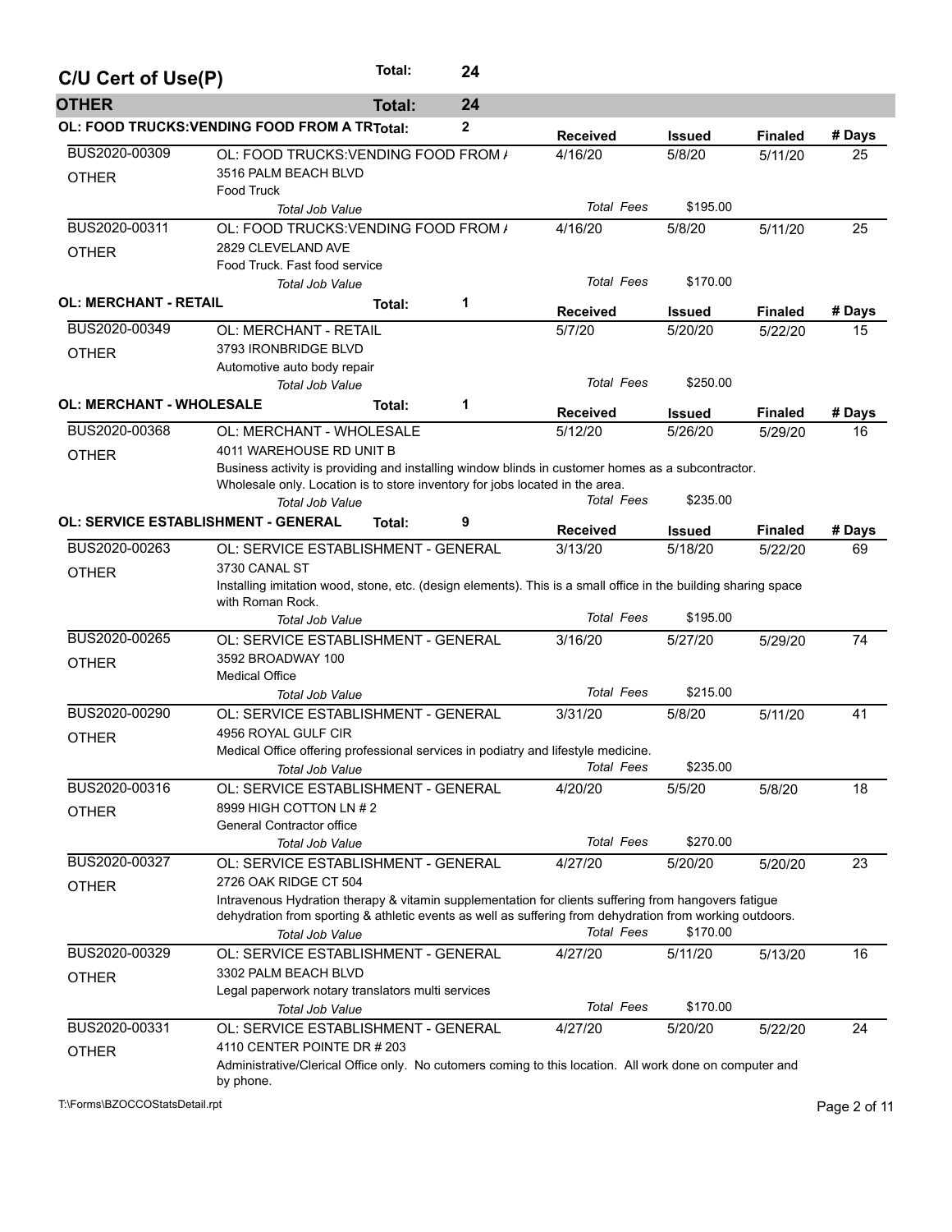## C/U Cert of Use(P) — Total: 24

### OTHER — Total: 24

#### OL: FOOD TRUCKS:VENDING FOOD FROM A TR — Total: 2

| Permit | Type / Address / Description | Received | Issued | Finaled | # Days |
|---|---|---|---|---|---|
| BUS2020-00309 | OL: FOOD TRUCKS:VENDING FOOD FROM / | 4/16/20 | 5/8/20 | 5/11/20 | 25 |
| OTHER | 3516 PALM BEACH BLVD<br>Food Truck | | | | |
| | *Total Job Value* | *Total Fees* | $195.00 | | |
| BUS2020-00311 | OL: FOOD TRUCKS:VENDING FOOD FROM / | 4/16/20 | 5/8/20 | 5/11/20 | 25 |
| OTHER | 2829 CLEVELAND AVE<br>Food Truck. Fast food service | | | | |
| | *Total Job Value* | *Total Fees* | $170.00 | | |

#### OL: MERCHANT - RETAIL — Total: 1

| Permit | Type / Address / Description | Received | Issued | Finaled | # Days |
|---|---|---|---|---|---|
| BUS2020-00349 | OL: MERCHANT - RETAIL | 5/7/20 | 5/20/20 | 5/22/20 | 15 |
| OTHER | 3793 IRONBRIDGE BLVD<br>Automotive auto body repair | | | | |
| | *Total Job Value* | *Total Fees* | $250.00 | | |

#### OL: MERCHANT - WHOLESALE — Total: 1

| Permit | Type / Address / Description | Received | Issued | Finaled | # Days |
|---|---|---|---|---|---|
| BUS2020-00368 | OL: MERCHANT - WHOLESALE | 5/12/20 | 5/26/20 | 5/29/20 | 16 |
| OTHER | 4011 WAREHOUSE RD UNIT B<br>Business activity is providing and installing window blinds in customer homes as a subcontractor. Wholesale only. Location is to store inventory for jobs located in the area. | | | | |
| | *Total Job Value* | *Total Fees* | $235.00 | | |

#### OL: SERVICE ESTABLISHMENT - GENERAL — Total: 9

| Permit | Type / Address / Description | Received | Issued | Finaled | # Days |
|---|---|---|---|---|---|
| BUS2020-00263 | OL: SERVICE ESTABLISHMENT - GENERAL | 3/13/20 | 5/18/20 | 5/22/20 | 69 |
| OTHER | 3730 CANAL ST<br>Installing imitation wood, stone, etc. (design elements). This is a small office in the building sharing space with Roman Rock. | | | | |
| | *Total Job Value* | *Total Fees* | $195.00 | | |
| BUS2020-00265 | OL: SERVICE ESTABLISHMENT - GENERAL | 3/16/20 | 5/27/20 | 5/29/20 | 74 |
| OTHER | 3592 BROADWAY 100<br>Medical Office | | | | |
| | *Total Job Value* | *Total Fees* | $215.00 | | |
| BUS2020-00290 | OL: SERVICE ESTABLISHMENT - GENERAL | 3/31/20 | 5/8/20 | 5/11/20 | 41 |
| OTHER | 4956 ROYAL GULF CIR<br>Medical Office offering professional services in podiatry and lifestyle medicine. | | | | |
| | *Total Job Value* | *Total Fees* | $235.00 | | |
| BUS2020-00316 | OL: SERVICE ESTABLISHMENT - GENERAL | 4/20/20 | 5/5/20 | 5/8/20 | 18 |
| OTHER | 8999 HIGH COTTON LN # 2<br>General Contractor office | | | | |
| | *Total Job Value* | *Total Fees* | $270.00 | | |
| BUS2020-00327 | OL: SERVICE ESTABLISHMENT - GENERAL | 4/27/20 | 5/20/20 | 5/20/20 | 23 |
| OTHER | 2726 OAK RIDGE CT 504<br>Intravenous Hydration therapy & vitamin supplementation for clients suffering from hangovers fatigue dehydration from sporting & athletic events as well as suffering from dehydration from working outdoors. | | | | |
| | *Total Job Value* | *Total Fees* | $170.00 | | |
| BUS2020-00329 | OL: SERVICE ESTABLISHMENT - GENERAL | 4/27/20 | 5/11/20 | 5/13/20 | 16 |
| OTHER | 3302 PALM BEACH BLVD<br>Legal paperwork notary translators multi services | | | | |
| | *Total Job Value* | *Total Fees* | $170.00 | | |
| BUS2020-00331 | OL: SERVICE ESTABLISHMENT - GENERAL | 4/27/20 | 5/20/20 | 5/22/20 | 24 |
| OTHER | 4110 CENTER POINTE DR # 203<br>Administrative/Clerical Office only. No cutomers coming to this location. All work done on computer and by phone. | | | | |

T:\Forms\BZOCCOStatsDetail.rpt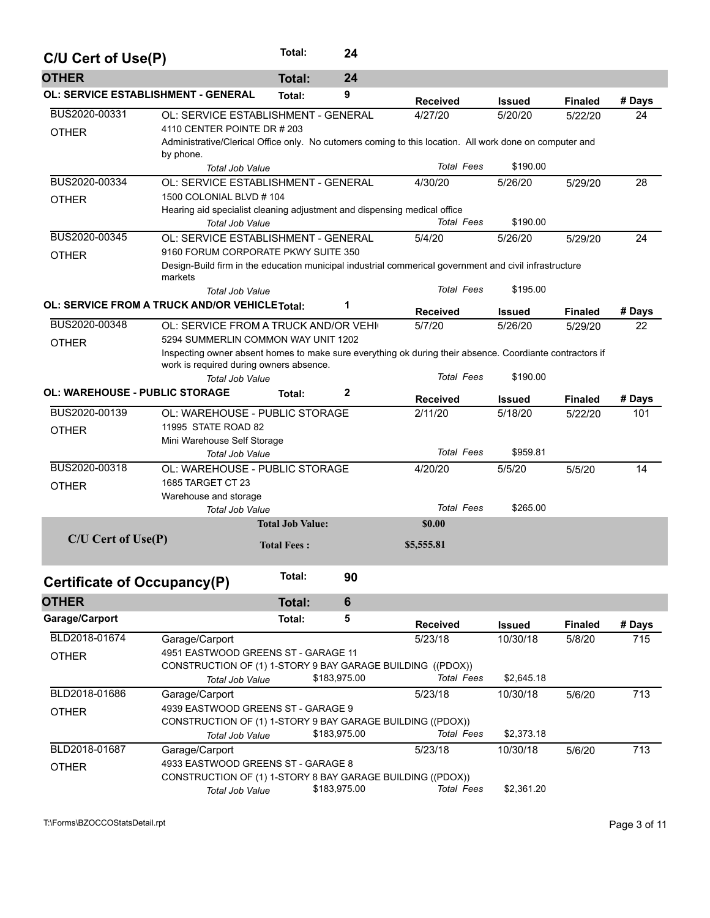## C/U Cert of Use(P) — Total: 24

### OTHER — Total: 24

#### OL: SERVICE ESTABLISHMENT - GENERAL — Total: 9

| Permit | Type / Address / Description | Received | Issued | Finaled | # Days |
|---|---|---|---|---|---|
| BUS2020-00331<br>OTHER | OL: SERVICE ESTABLISHMENT - GENERAL<br>4110 CENTER POINTE DR # 203<br>Administrative/Clerical Office only. No cutomers coming to this location. All work done on computer and by phone.<br>*Total Job Value* | 4/27/20<br>*Total Fees* | 5/20/20<br>$190.00 | 5/22/20 | 24 |
| BUS2020-00334<br>OTHER | OL: SERVICE ESTABLISHMENT - GENERAL<br>1500 COLONIAL BLVD # 104<br>Hearing aid specialist cleaning adjustment and dispensing medical office<br>*Total Job Value* | 4/30/20<br>*Total Fees* | 5/26/20<br>$190.00 | 5/29/20 | 28 |
| BUS2020-00345<br>OTHER | OL: SERVICE ESTABLISHMENT - GENERAL<br>9160 FORUM CORPORATE PKWY SUITE 350<br>Design-Build firm in the education municipal industrial commerical government and civil infrastructure markets<br>*Total Job Value* | 5/4/20<br>*Total Fees* | 5/26/20<br>$195.00 | 5/29/20 | 24 |

#### OL: SERVICE FROM A TRUCK AND/OR VEHICLE — Total: 1

| Permit | Type / Address / Description | Received | Issued | Finaled | # Days |
|---|---|---|---|---|---|
| BUS2020-00348<br>OTHER | OL: SERVICE FROM A TRUCK AND/OR VEHI<br>5294 SUMMERLIN COMMON WAY UNIT 1202<br>Inspecting owner absent homes to make sure everything ok during their absence. Coordiante contractors if work is required during owners absence.<br>*Total Job Value* | 5/7/20<br>*Total Fees* | 5/26/20<br>$190.00 | 5/29/20 | 22 |

#### OL: WAREHOUSE - PUBLIC STORAGE — Total: 2

| Permit | Type / Address / Description | Received | Issued | Finaled | # Days |
|---|---|---|---|---|---|
| BUS2020-00139<br>OTHER | OL: WAREHOUSE - PUBLIC STORAGE<br>11995 STATE ROAD 82<br>Mini Warehouse Self Storage<br>*Total Job Value* | 2/11/20<br>*Total Fees* | 5/18/20<br>$959.81 | 5/22/20 | 101 |
| BUS2020-00318<br>OTHER | OL: WAREHOUSE - PUBLIC STORAGE<br>1685 TARGET CT 23<br>Warehouse and storage<br>*Total Job Value* | 4/20/20<br>*Total Fees* | 5/5/20<br>$265.00 | 5/5/20 | 14 |

**C/U Cert of Use(P)** — **Total Job Value:** $0.00 — **Total Fees :** $5,555.81

## Certificate of Occupancy(P) — Total: 90

### OTHER — Total: 6

#### Garage/Carport — Total: 5

| Permit | Type / Address / Description | Job Value | Received | Issued | Finaled | # Days |
|---|---|---|---|---|---|---|
| BLD2018-01674<br>OTHER | Garage/Carport<br>4951 EASTWOOD GREENS ST - GARAGE 11<br>CONSTRUCTION OF (1) 1-STORY 9 BAY GARAGE BUILDING ((PDOX))<br>*Total Job Value* | $183,975.00 | 5/23/18<br>*Total Fees* | 10/30/18<br>$2,645.18 | 5/8/20 | 715 |
| BLD2018-01686<br>OTHER | Garage/Carport<br>4939 EASTWOOD GREENS ST - GARAGE 9<br>CONSTRUCTION OF (1) 1-STORY 9 BAY GARAGE BUILDING ((PDOX))<br>*Total Job Value* | $183,975.00 | 5/23/18<br>*Total Fees* | 10/30/18<br>$2,373.18 | 5/6/20 | 713 |
| BLD2018-01687<br>OTHER | Garage/Carport<br>4933 EASTWOOD GREENS ST - GARAGE 8<br>CONSTRUCTION OF (1) 1-STORY 8 BAY GARAGE BUILDING ((PDOX))<br>*Total Job Value* | $183,975.00 | 5/23/18<br>*Total Fees* | 10/30/18<br>$2,361.20 | 5/6/20 | 713 |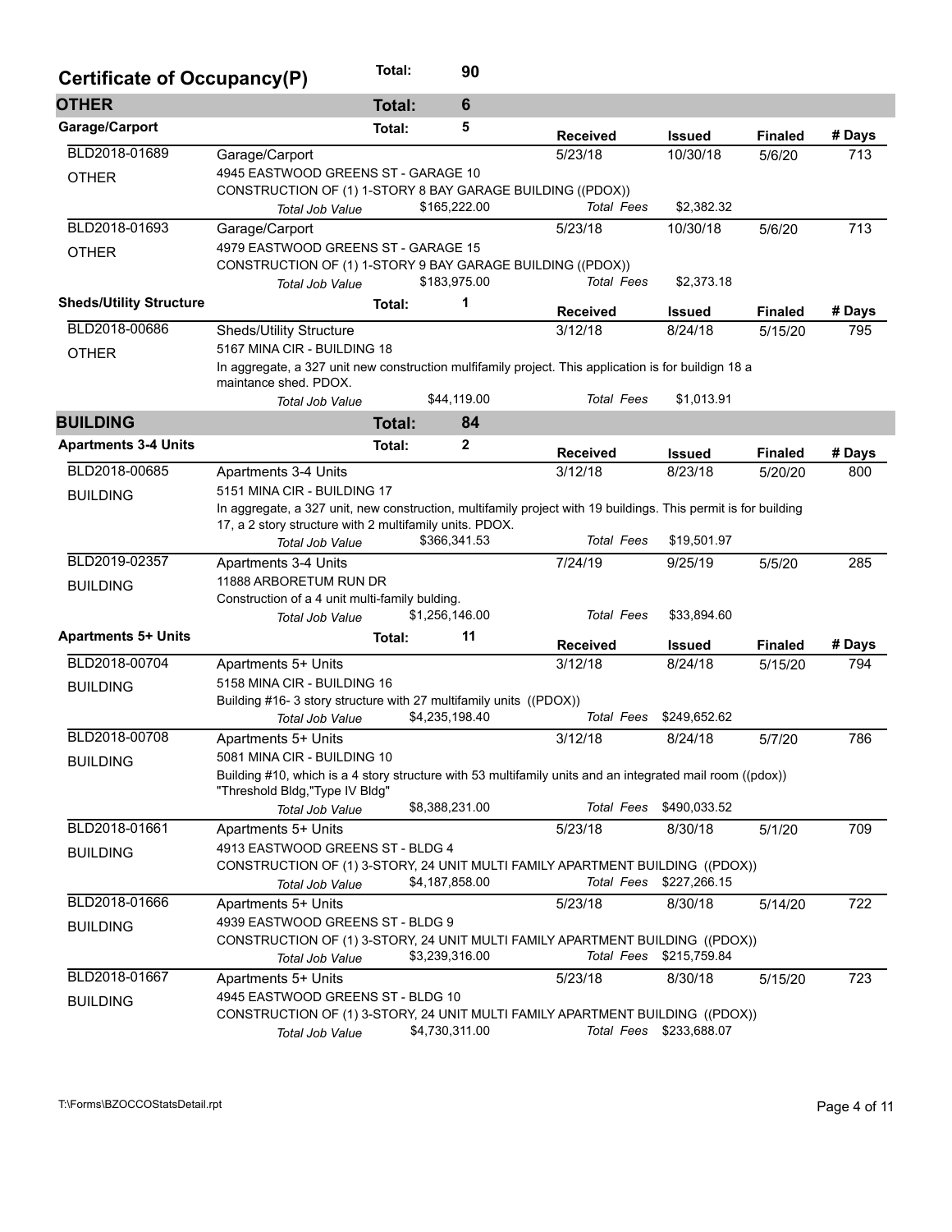# Certificate of Occupancy(P) — Total: 90

## OTHER — Total: 6

### Garage/Carport — Total: 5

| Permit | Description | Received | Issued | Finaled | # Days |
|---|---|---|---|---|---|
| BLD2018-01689 OTHER | Garage/Carport<br>4945 EASTWOOD GREENS ST - GARAGE 10<br>CONSTRUCTION OF (1) 1-STORY 8 BAY GARAGE BUILDING ((PDOX))<br>*Total Job Value* $165,222.00 · *Total Fees* $2,382.32 | 5/23/18 | 10/30/18 | 5/6/20 | 713 |
| BLD2018-01693 OTHER | Garage/Carport<br>4979 EASTWOOD GREENS ST - GARAGE 15<br>CONSTRUCTION OF (1) 1-STORY 9 BAY GARAGE BUILDING ((PDOX))<br>*Total Job Value* $183,975.00 · *Total Fees* $2,373.18 | 5/23/18 | 10/30/18 | 5/6/20 | 713 |

### Sheds/Utility Structure — Total: 1

| Permit | Description | Received | Issued | Finaled | # Days |
|---|---|---|---|---|---|
| BLD2018-00686 OTHER | Sheds/Utility Structure<br>5167 MINA CIR - BUILDING 18<br>In aggregate, a 327 unit new construction mulfifamily project. This application is for buildign 18 a maintance shed. PDOX.<br>*Total Job Value* $44,119.00 · *Total Fees* $1,013.91 | 3/12/18 | 8/24/18 | 5/15/20 | 795 |

## BUILDING — Total: 84

### Apartments 3-4 Units — Total: 2

| Permit | Description | Received | Issued | Finaled | # Days |
|---|---|---|---|---|---|
| BLD2018-00685 BUILDING | Apartments 3-4 Units<br>5151 MINA CIR - BUILDING 17<br>In aggregate, a 327 unit, new construction, multifamily project with 19 buildings. This permit is for building 17, a 2 story structure with 2 multifamily units. PDOX.<br>*Total Job Value* $366,341.53 · *Total Fees* $19,501.97 | 3/12/18 | 8/23/18 | 5/20/20 | 800 |
| BLD2019-02357 BUILDING | Apartments 3-4 Units<br>11888 ARBORETUM RUN DR<br>Construction of a 4 unit multi-family bulding.<br>*Total Job Value* $1,256,146.00 · *Total Fees* $33,894.60 | 7/24/19 | 9/25/19 | 5/5/20 | 285 |

### Apartments 5+ Units — Total: 11

| Permit | Description | Received | Issued | Finaled | # Days |
|---|---|---|---|---|---|
| BLD2018-00704 BUILDING | Apartments 5+ Units<br>5158 MINA CIR - BUILDING 16<br>Building #16- 3 story structure with 27 multifamily units ((PDOX))<br>*Total Job Value* $4,235,198.40 · *Total Fees* $249,652.62 | 3/12/18 | 8/24/18 | 5/15/20 | 794 |
| BLD2018-00708 BUILDING | Apartments 5+ Units<br>5081 MINA CIR - BUILDING 10<br>Building #10, which is a 4 story structure with 53 multifamily units and an integrated mail room ((pdox)) "Threshold Bldg,"Type IV Bldg"<br>*Total Job Value* $8,388,231.00 · *Total Fees* $490,033.52 | 3/12/18 | 8/24/18 | 5/7/20 | 786 |
| BLD2018-01661 BUILDING | Apartments 5+ Units<br>4913 EASTWOOD GREENS ST - BLDG 4<br>CONSTRUCTION OF (1) 3-STORY, 24 UNIT MULTI FAMILY APARTMENT BUILDING ((PDOX))<br>*Total Job Value* $4,187,858.00 · *Total Fees* $227,266.15 | 5/23/18 | 8/30/18 | 5/1/20 | 709 |
| BLD2018-01666 BUILDING | Apartments 5+ Units<br>4939 EASTWOOD GREENS ST - BLDG 9<br>CONSTRUCTION OF (1) 3-STORY, 24 UNIT MULTI FAMILY APARTMENT BUILDING ((PDOX))<br>*Total Job Value* $3,239,316.00 · *Total Fees* $215,759.84 | 5/23/18 | 8/30/18 | 5/14/20 | 722 |
| BLD2018-01667 BUILDING | Apartments 5+ Units<br>4945 EASTWOOD GREENS ST - BLDG 10<br>CONSTRUCTION OF (1) 3-STORY, 24 UNIT MULTI FAMILY APARTMENT BUILDING ((PDOX))<br>*Total Job Value* $4,730,311.00 · *Total Fees* $233,688.07 | 5/23/18 | 8/30/18 | 5/15/20 | 723 |

T:\Forms\BZOCCOStatsDetail.rpt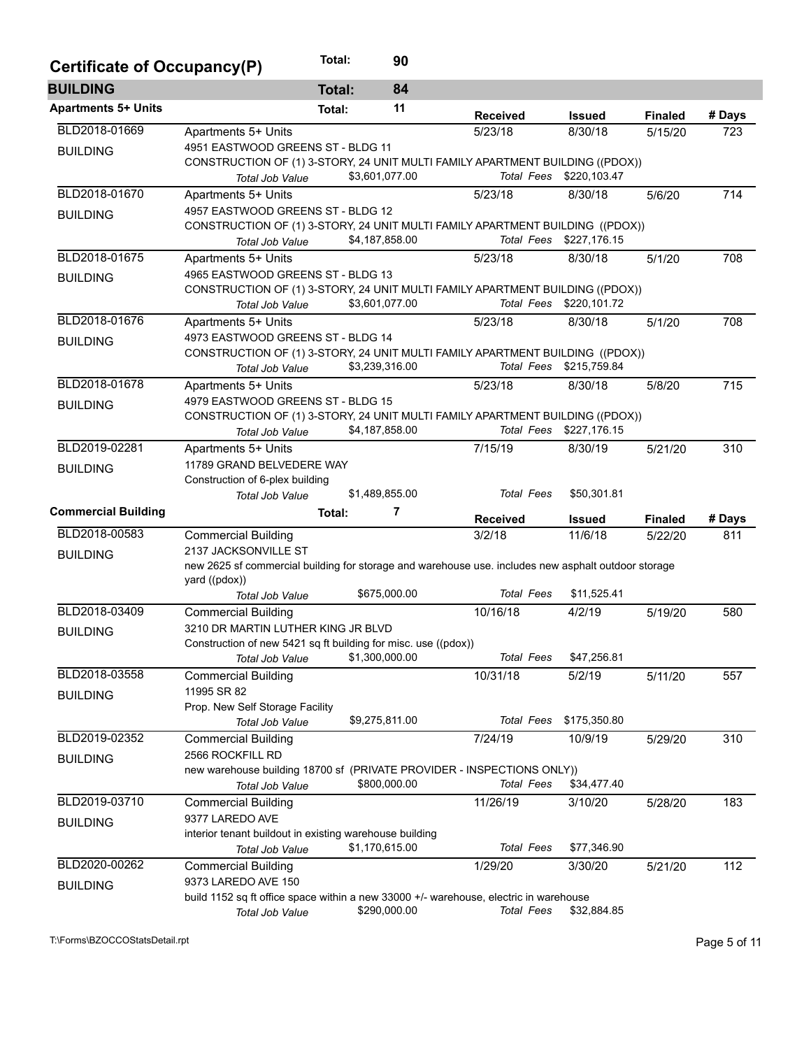# Certificate of Occupancy(P) Total: 90

## BUILDING Total: 84

### Apartments 5+ Units Total: 11

| Permit | Type / Address / Description | Received | Issued | Finaled | # Days |
|---|---|---|---|---|---|
| BLD2018-01669 BUILDING | Apartments 5+ Units<br>4951 EASTWOOD GREENS ST - BLDG 11<br>CONSTRUCTION OF (1) 3-STORY, 24 UNIT MULTI FAMILY APARTMENT BUILDING ((PDOX))<br>*Total Job Value* $3,601,077.00 *Total Fees* $220,103.47 | 5/23/18 | 8/30/18 | 5/15/20 | 723 |
| BLD2018-01670 BUILDING | Apartments 5+ Units<br>4957 EASTWOOD GREENS ST - BLDG 12<br>CONSTRUCTION OF (1) 3-STORY, 24 UNIT MULTI FAMILY APARTMENT BUILDING ((PDOX))<br>*Total Job Value* $4,187,858.00 *Total Fees* $227,176.15 | 5/23/18 | 8/30/18 | 5/6/20 | 714 |
| BLD2018-01675 BUILDING | Apartments 5+ Units<br>4965 EASTWOOD GREENS ST - BLDG 13<br>CONSTRUCTION OF (1) 3-STORY, 24 UNIT MULTI FAMILY APARTMENT BUILDING ((PDOX))<br>*Total Job Value* $3,601,077.00 *Total Fees* $220,101.72 | 5/23/18 | 8/30/18 | 5/1/20 | 708 |
| BLD2018-01676 BUILDING | Apartments 5+ Units<br>4973 EASTWOOD GREENS ST - BLDG 14<br>CONSTRUCTION OF (1) 3-STORY, 24 UNIT MULTI FAMILY APARTMENT BUILDING ((PDOX))<br>*Total Job Value* $3,239,316.00 *Total Fees* $215,759.84 | 5/23/18 | 8/30/18 | 5/1/20 | 708 |
| BLD2018-01678 BUILDING | Apartments 5+ Units<br>4979 EASTWOOD GREENS ST - BLDG 15<br>CONSTRUCTION OF (1) 3-STORY, 24 UNIT MULTI FAMILY APARTMENT BUILDING ((PDOX))<br>*Total Job Value* $4,187,858.00 *Total Fees* $227,176.15 | 5/23/18 | 8/30/18 | 5/8/20 | 715 |
| BLD2019-02281 BUILDING | Apartments 5+ Units<br>11789 GRAND BELVEDERE WAY<br>Construction of 6-plex building<br>*Total Job Value* $1,489,855.00 *Total Fees* $50,301.81 | 7/15/19 | 8/30/19 | 5/21/20 | 310 |

### Commercial Building Total: 7

| Permit | Type / Address / Description | Received | Issued | Finaled | # Days |
|---|---|---|---|---|---|
| BLD2018-00583 BUILDING | Commercial Building<br>2137 JACKSONVILLE ST<br>new 2625 sf commercial building for storage and warehouse use. includes new asphalt outdoor storage yard ((pdox))<br>*Total Job Value* $675,000.00 *Total Fees* $11,525.41 | 3/2/18 | 11/6/18 | 5/22/20 | 811 |
| BLD2018-03409 BUILDING | Commercial Building<br>3210 DR MARTIN LUTHER KING JR BLVD<br>Construction of new 5421 sq ft building for misc. use ((pdox))<br>*Total Job Value* $1,300,000.00 *Total Fees* $47,256.81 | 10/16/18 | 4/2/19 | 5/19/20 | 580 |
| BLD2018-03558 BUILDING | Commercial Building<br>11995 SR 82<br>Prop. New Self Storage Facility<br>*Total Job Value* $9,275,811.00 *Total Fees* $175,350.80 | 10/31/18 | 5/2/19 | 5/11/20 | 557 |
| BLD2019-02352 BUILDING | Commercial Building<br>2566 ROCKFILL RD<br>new warehouse building 18700 sf (PRIVATE PROVIDER - INSPECTIONS ONLY))<br>*Total Job Value* $800,000.00 *Total Fees* $34,477.40 | 7/24/19 | 10/9/19 | 5/29/20 | 310 |
| BLD2019-03710 BUILDING | Commercial Building<br>9377 LAREDO AVE<br>interior tenant buildout in existing warehouse building<br>*Total Job Value* $1,170,615.00 *Total Fees* $77,346.90 | 11/26/19 | 3/10/20 | 5/28/20 | 183 |
| BLD2020-00262 BUILDING | Commercial Building<br>9373 LAREDO AVE 150<br>build 1152 sq ft office space within a new 33000 +/- warehouse, electric in warehouse<br>*Total Job Value* $290,000.00 *Total Fees* $32,884.85 | 1/29/20 | 3/30/20 | 5/21/20 | 112 |

T:\Forms\BZOCCOStatsDetail.rpt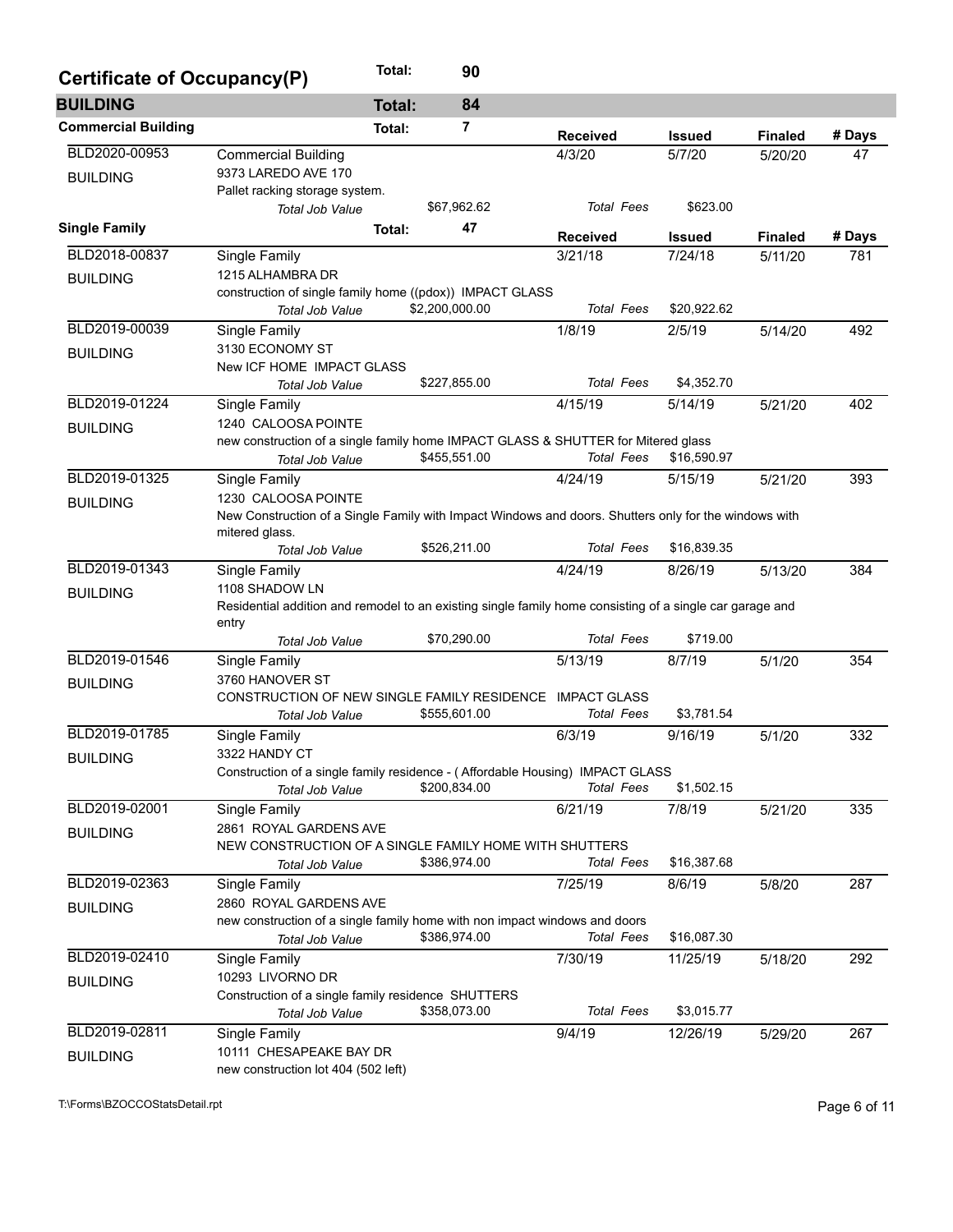## Certificate of Occupancy(P) — Total: 90

### BUILDING — Total: 84

#### Commercial Building — Total: 7

| Permit | Description | Received | Issued | Finaled | # Days |
|---|---|---|---|---|---|
| BLD2020-00953 BUILDING | Commercial Building<br>9373 LAREDO AVE 170<br>Pallet racking storage system.<br>*Total Job Value* $67,962.62 / *Total Fees* $623.00 | 4/3/20 | 5/7/20 | 5/20/20 | 47 |

#### Single Family — Total: 47

| Permit | Description | Received | Issued | Finaled | # Days |
|---|---|---|---|---|---|
| BLD2018-00837 BUILDING | Single Family<br>1215 ALHAMBRA DR<br>construction of single family home ((pdox)) IMPACT GLASS<br>*Total Job Value* $2,200,000.00 / *Total Fees* $20,922.62 | 3/21/18 | 7/24/18 | 5/11/20 | 781 |
| BLD2019-00039 BUILDING | Single Family<br>3130 ECONOMY ST<br>New ICF HOME IMPACT GLASS<br>*Total Job Value* $227,855.00 / *Total Fees* $4,352.70 | 1/8/19 | 2/5/19 | 5/14/20 | 492 |
| BLD2019-01224 BUILDING | Single Family<br>1240 CALOOSA POINTE<br>new construction of a single family home IMPACT GLASS & SHUTTER for Mitered glass<br>*Total Job Value* $455,551.00 / *Total Fees* $16,590.97 | 4/15/19 | 5/14/19 | 5/21/20 | 402 |
| BLD2019-01325 BUILDING | Single Family<br>1230 CALOOSA POINTE<br>New Construction of a Single Family with Impact Windows and doors. Shutters only for the windows with mitered glass.<br>*Total Job Value* $526,211.00 / *Total Fees* $16,839.35 | 4/24/19 | 5/15/19 | 5/21/20 | 393 |
| BLD2019-01343 BUILDING | Single Family<br>1108 SHADOW LN<br>Residential addition and remodel to an existing single family home consisting of a single car garage and entry<br>*Total Job Value* $70,290.00 / *Total Fees* $719.00 | 4/24/19 | 8/26/19 | 5/13/20 | 384 |
| BLD2019-01546 BUILDING | Single Family<br>3760 HANOVER ST<br>CONSTRUCTION OF NEW SINGLE FAMILY RESIDENCE IMPACT GLASS<br>*Total Job Value* $555,601.00 / *Total Fees* $3,781.54 | 5/13/19 | 8/7/19 | 5/1/20 | 354 |
| BLD2019-01785 BUILDING | Single Family<br>3322 HANDY CT<br>Construction of a single family residence - ( Affordable Housing) IMPACT GLASS<br>*Total Job Value* $200,834.00 / *Total Fees* $1,502.15 | 6/3/19 | 9/16/19 | 5/1/20 | 332 |
| BLD2019-02001 BUILDING | Single Family<br>2861 ROYAL GARDENS AVE<br>NEW CONSTRUCTION OF A SINGLE FAMILY HOME WITH SHUTTERS<br>*Total Job Value* $386,974.00 / *Total Fees* $16,387.68 | 6/21/19 | 7/8/19 | 5/21/20 | 335 |
| BLD2019-02363 BUILDING | Single Family<br>2860 ROYAL GARDENS AVE<br>new construction of a single family home with non impact windows and doors<br>*Total Job Value* $386,974.00 / *Total Fees* $16,087.30 | 7/25/19 | 8/6/19 | 5/8/20 | 287 |
| BLD2019-02410 BUILDING | Single Family<br>10293 LIVORNO DR<br>Construction of a single family residence SHUTTERS<br>*Total Job Value* $358,073.00 / *Total Fees* $3,015.77 | 7/30/19 | 11/25/19 | 5/18/20 | 292 |
| BLD2019-02811 BUILDING | Single Family<br>10111 CHESAPEAKE BAY DR<br>new construction lot 404 (502 left) | 9/4/19 | 12/26/19 | 5/29/20 | 267 |

T:\Forms\BZOCCOStatsDetail.rpt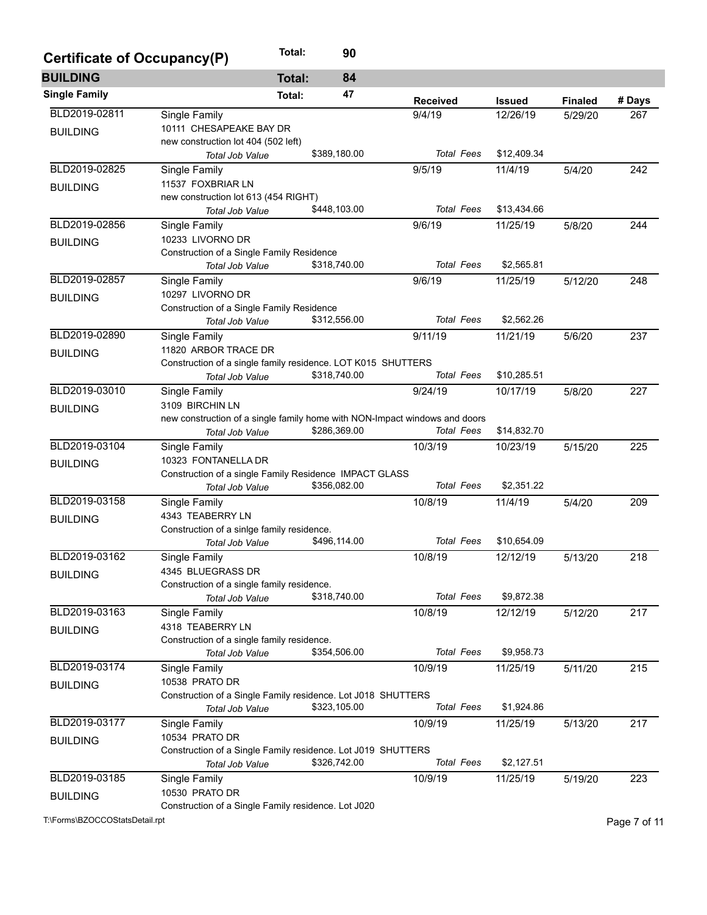# Certificate of Occupancy(P)

**Total: 90**

## BUILDING

**Total: 84**

### Single Family

**Total: 47**

| Permit | Description | Received | Issued | Finaled | # Days |
|---|---|---|---|---|---|
| BLD2019-02811 BUILDING | Single Family<br>10111 CHESAPEAKE BAY DR<br>new construction lot 404 (502 left)<br>*Total Job Value* $389,180.00 · *Total Fees* $12,409.34 | 9/4/19 | 12/26/19 | 5/29/20 | 267 |
| BLD2019-02825 BUILDING | Single Family<br>11537 FOXBRIAR LN<br>new construction lot 613 (454 RIGHT)<br>*Total Job Value* $448,103.00 · *Total Fees* $13,434.66 | 9/5/19 | 11/4/19 | 5/4/20 | 242 |
| BLD2019-02856 BUILDING | Single Family<br>10233 LIVORNO DR<br>Construction of a Single Family Residence<br>*Total Job Value* $318,740.00 · *Total Fees* $2,565.81 | 9/6/19 | 11/25/19 | 5/8/20 | 244 |
| BLD2019-02857 BUILDING | Single Family<br>10297 LIVORNO DR<br>Construction of a Single Family Residence<br>*Total Job Value* $312,556.00 · *Total Fees* $2,562.26 | 9/6/19 | 11/25/19 | 5/12/20 | 248 |
| BLD2019-02890 BUILDING | Single Family<br>11820 ARBOR TRACE DR<br>Construction of a single family residence. LOT K015 SHUTTERS<br>*Total Job Value* $318,740.00 · *Total Fees* $10,285.51 | 9/11/19 | 11/21/19 | 5/6/20 | 237 |
| BLD2019-03010 BUILDING | Single Family<br>3109 BIRCHIN LN<br>new construction of a single family home with NON-Impact windows and doors<br>*Total Job Value* $286,369.00 · *Total Fees* $14,832.70 | 9/24/19 | 10/17/19 | 5/8/20 | 227 |
| BLD2019-03104 BUILDING | Single Family<br>10323 FONTANELLA DR<br>Construction of a single Family Residence IMPACT GLASS<br>*Total Job Value* $356,082.00 · *Total Fees* $2,351.22 | 10/3/19 | 10/23/19 | 5/15/20 | 225 |
| BLD2019-03158 BUILDING | Single Family<br>4343 TEABERRY LN<br>Construction of a sinlge family residence.<br>*Total Job Value* $496,114.00 · *Total Fees* $10,654.09 | 10/8/19 | 11/4/19 | 5/4/20 | 209 |
| BLD2019-03162 BUILDING | Single Family<br>4345 BLUEGRASS DR<br>Construction of a single family residence.<br>*Total Job Value* $318,740.00 · *Total Fees* $9,872.38 | 10/8/19 | 12/12/19 | 5/13/20 | 218 |
| BLD2019-03163 BUILDING | Single Family<br>4318 TEABERRY LN<br>Construction of a single family residence.<br>*Total Job Value* $354,506.00 · *Total Fees* $9,958.73 | 10/8/19 | 12/12/19 | 5/12/20 | 217 |
| BLD2019-03174 BUILDING | Single Family<br>10538 PRATO DR<br>Construction of a Single Family residence. Lot J018 SHUTTERS<br>*Total Job Value* $323,105.00 · *Total Fees* $1,924.86 | 10/9/19 | 11/25/19 | 5/11/20 | 215 |
| BLD2019-03177 BUILDING | Single Family<br>10534 PRATO DR<br>Construction of a Single Family residence. Lot J019 SHUTTERS<br>*Total Job Value* $326,742.00 · *Total Fees* $2,127.51 | 10/9/19 | 11/25/19 | 5/13/20 | 217 |
| BLD2019-03185 BUILDING | Single Family<br>10530 PRATO DR<br>Construction of a Single Family residence. Lot J020 | 10/9/19 | 11/25/19 | 5/19/20 | 223 |

T:\Forms\BZOCCOStatsDetail.rpt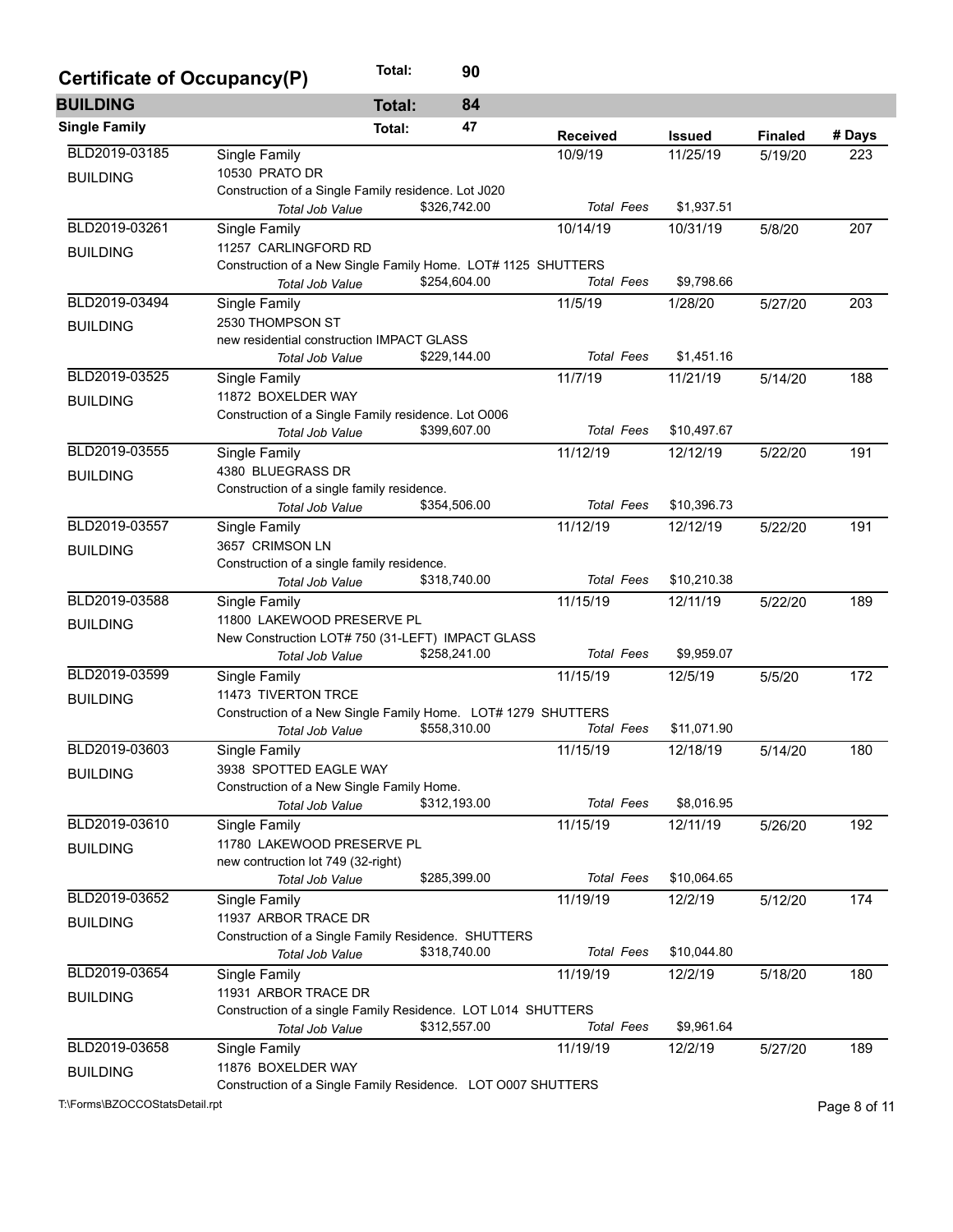## Certificate of Occupancy(P) — Total: 90

### BUILDING — Total: 84

#### Single Family — Total: 47

| Permit | Type / Address / Description | Received | Issued | Finaled | # Days |
|---|---|---|---|---|---|
| BLD2019-03185 BUILDING | Single Family<br>10530 PRATO DR<br>Construction of a Single Family residence. Lot J020<br>*Total Job Value* $326,742.00 *Total Fees* $1,937.51 | 10/9/19 | 11/25/19 | 5/19/20 | 223 |
| BLD2019-03261 BUILDING | Single Family<br>11257 CARLINGFORD RD<br>Construction of a New Single Family Home. LOT# 1125 SHUTTERS<br>*Total Job Value* $254,604.00 *Total Fees* $9,798.66 | 10/14/19 | 10/31/19 | 5/8/20 | 207 |
| BLD2019-03494 BUILDING | Single Family<br>2530 THOMPSON ST<br>new residential construction IMPACT GLASS<br>*Total Job Value* $229,144.00 *Total Fees* $1,451.16 | 11/5/19 | 1/28/20 | 5/27/20 | 203 |
| BLD2019-03525 BUILDING | Single Family<br>11872 BOXELDER WAY<br>Construction of a Single Family residence. Lot O006<br>*Total Job Value* $399,607.00 *Total Fees* $10,497.67 | 11/7/19 | 11/21/19 | 5/14/20 | 188 |
| BLD2019-03555 BUILDING | Single Family<br>4380 BLUEGRASS DR<br>Construction of a single family residence.<br>*Total Job Value* $354,506.00 *Total Fees* $10,396.73 | 11/12/19 | 12/12/19 | 5/22/20 | 191 |
| BLD2019-03557 BUILDING | Single Family<br>3657 CRIMSON LN<br>Construction of a single family residence.<br>*Total Job Value* $318,740.00 *Total Fees* $10,210.38 | 11/12/19 | 12/12/19 | 5/22/20 | 191 |
| BLD2019-03588 BUILDING | Single Family<br>11800 LAKEWOOD PRESERVE PL<br>New Construction LOT# 750 (31-LEFT) IMPACT GLASS<br>*Total Job Value* $258,241.00 *Total Fees* $9,959.07 | 11/15/19 | 12/11/19 | 5/22/20 | 189 |
| BLD2019-03599 BUILDING | Single Family<br>11473 TIVERTON TRCE<br>Construction of a New Single Family Home. LOT# 1279 SHUTTERS<br>*Total Job Value* $558,310.00 *Total Fees* $11,071.90 | 11/15/19 | 12/5/19 | 5/5/20 | 172 |
| BLD2019-03603 BUILDING | Single Family<br>3938 SPOTTED EAGLE WAY<br>Construction of a New Single Family Home.<br>*Total Job Value* $312,193.00 *Total Fees* $8,016.95 | 11/15/19 | 12/18/19 | 5/14/20 | 180 |
| BLD2019-03610 BUILDING | Single Family<br>11780 LAKEWOOD PRESERVE PL<br>new contruction lot 749 (32-right)<br>*Total Job Value* $285,399.00 *Total Fees* $10,064.65 | 11/15/19 | 12/11/19 | 5/26/20 | 192 |
| BLD2019-03652 BUILDING | Single Family<br>11937 ARBOR TRACE DR<br>Construction of a Single Family Residence. SHUTTERS<br>*Total Job Value* $318,740.00 *Total Fees* $10,044.80 | 11/19/19 | 12/2/19 | 5/12/20 | 174 |
| BLD2019-03654 BUILDING | Single Family<br>11931 ARBOR TRACE DR<br>Construction of a single Family Residence. LOT L014 SHUTTERS<br>*Total Job Value* $312,557.00 *Total Fees* $9,961.64 | 11/19/19 | 12/2/19 | 5/18/20 | 180 |
| BLD2019-03658 BUILDING | Single Family<br>11876 BOXELDER WAY<br>Construction of a Single Family Residence. LOT O007 SHUTTERS | 11/19/19 | 12/2/19 | 5/27/20 | 189 |

T:\Forms\BZOCCOStatsDetail.rpt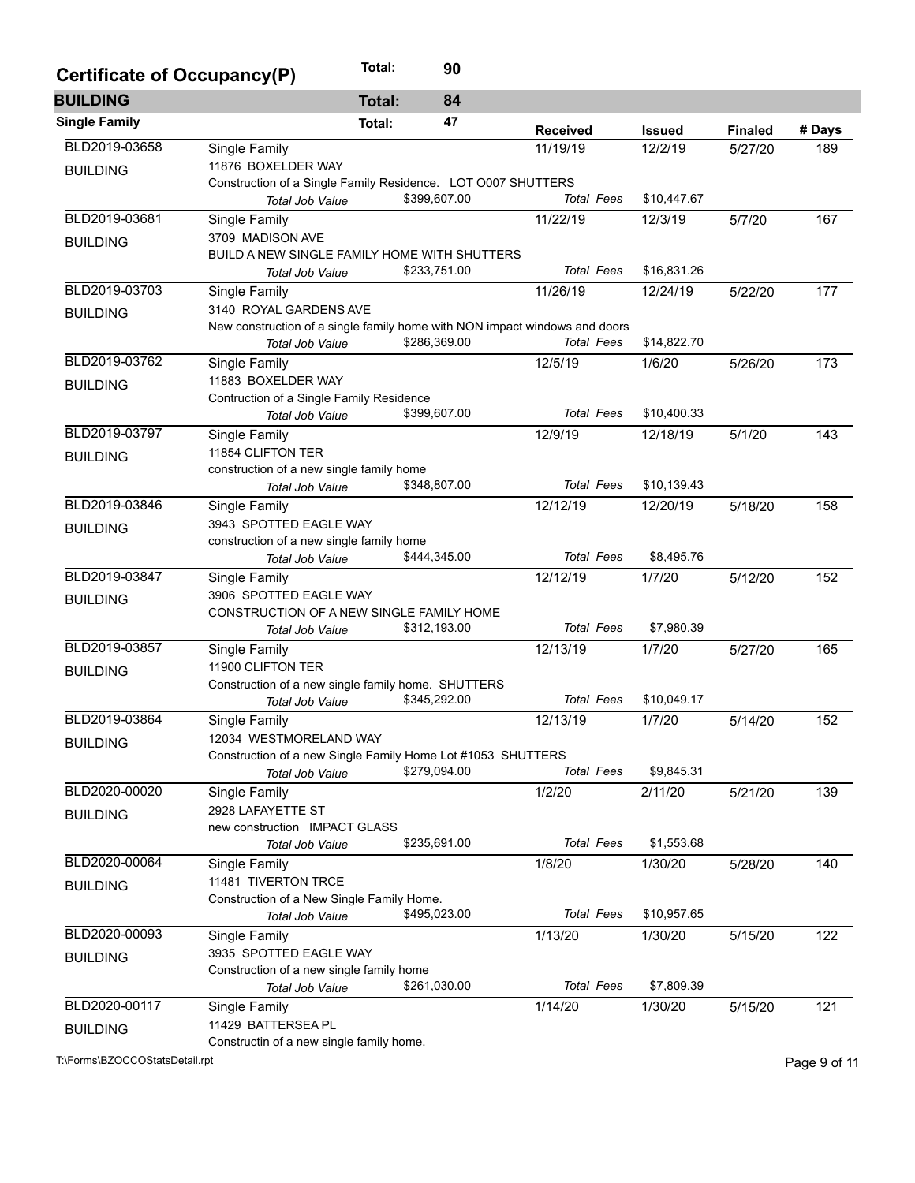## Certificate of Occupancy(P) — Total: 90

### BUILDING — Total: 84

#### Single Family — Total: 47

| Permit # | Type / Address / Description | Received | Issued | Finaled | # Days |
|---|---|---|---|---|---|
| BLD2019-03658 BUILDING | Single Family<br>11876 BOXELDER WAY<br>Construction of a Single Family Residence. LOT O007 SHUTTERS<br>Total Job Value $399,607.00 — Total Fees $10,447.67 | 11/19/19 | 12/2/19 | 5/27/20 | 189 |
| BLD2019-03681 BUILDING | Single Family<br>3709 MADISON AVE<br>BUILD A NEW SINGLE FAMILY HOME WITH SHUTTERS<br>Total Job Value $233,751.00 — Total Fees $16,831.26 | 11/22/19 | 12/3/19 | 5/7/20 | 167 |
| BLD2019-03703 BUILDING | Single Family<br>3140 ROYAL GARDENS AVE<br>New construction of a single family home with NON impact windows and doors<br>Total Job Value $286,369.00 — Total Fees $14,822.70 | 11/26/19 | 12/24/19 | 5/22/20 | 177 |
| BLD2019-03762 BUILDING | Single Family<br>11883 BOXELDER WAY<br>Contruction of a Single Family Residence<br>Total Job Value $399,607.00 — Total Fees $10,400.33 | 12/5/19 | 1/6/20 | 5/26/20 | 173 |
| BLD2019-03797 BUILDING | Single Family<br>11854 CLIFTON TER<br>construction of a new single family home<br>Total Job Value $348,807.00 — Total Fees $10,139.43 | 12/9/19 | 12/18/19 | 5/1/20 | 143 |
| BLD2019-03846 BUILDING | Single Family<br>3943 SPOTTED EAGLE WAY<br>construction of a new single family home<br>Total Job Value $444,345.00 — Total Fees $8,495.76 | 12/12/19 | 12/20/19 | 5/18/20 | 158 |
| BLD2019-03847 BUILDING | Single Family<br>3906 SPOTTED EAGLE WAY<br>CONSTRUCTION OF A NEW SINGLE FAMILY HOME<br>Total Job Value $312,193.00 — Total Fees $7,980.39 | 12/12/19 | 1/7/20 | 5/12/20 | 152 |
| BLD2019-03857 BUILDING | Single Family<br>11900 CLIFTON TER<br>Construction of a new single family home. SHUTTERS<br>Total Job Value $345,292.00 — Total Fees $10,049.17 | 12/13/19 | 1/7/20 | 5/27/20 | 165 |
| BLD2019-03864 BUILDING | Single Family<br>12034 WESTMORELAND WAY<br>Construction of a new Single Family Home Lot #1053 SHUTTERS<br>Total Job Value $279,094.00 — Total Fees $9,845.31 | 12/13/19 | 1/7/20 | 5/14/20 | 152 |
| BLD2020-00020 BUILDING | Single Family<br>2928 LAFAYETTE ST<br>new construction IMPACT GLASS<br>Total Job Value $235,691.00 — Total Fees $1,553.68 | 1/2/20 | 2/11/20 | 5/21/20 | 139 |
| BLD2020-00064 BUILDING | Single Family<br>11481 TIVERTON TRCE<br>Construction of a New Single Family Home.<br>Total Job Value $495,023.00 — Total Fees $10,957.65 | 1/8/20 | 1/30/20 | 5/28/20 | 140 |
| BLD2020-00093 BUILDING | Single Family<br>3935 SPOTTED EAGLE WAY<br>Construction of a new single family home<br>Total Job Value $261,030.00 — Total Fees $7,809.39 | 1/13/20 | 1/30/20 | 5/15/20 | 122 |
| BLD2020-00117 BUILDING | Single Family<br>11429 BATTERSEA PL<br>Constructin of a new single family home. | 1/14/20 | 1/30/20 | 5/15/20 | 121 |

T:\Forms\BZOCCOStatsDetail.rpt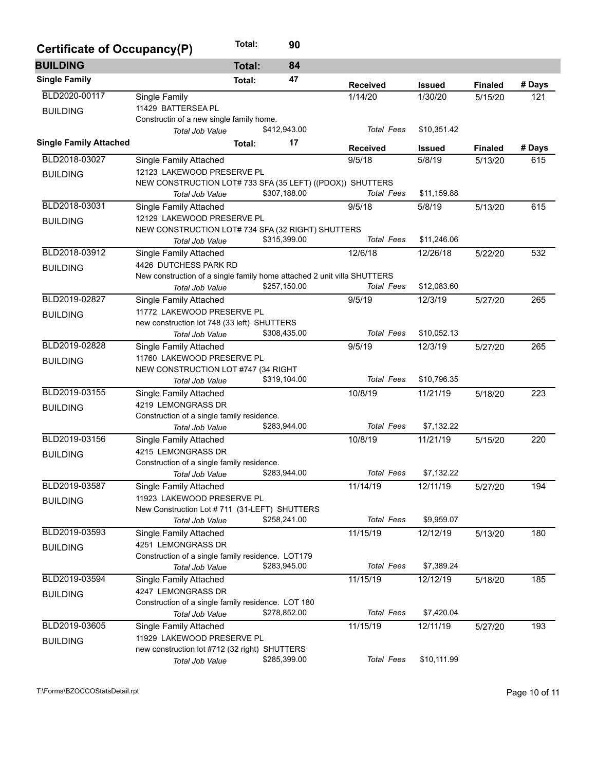## Certificate of Occupancy(P) — Total: 90

### BUILDING — Total: 84

#### Single Family — Total: 47

| Permit | Type / Address / Description | Received | Issued | Finaled | # Days |
|---|---|---|---|---|---|
| BLD2020-00117 | Single Family | 1/14/20 | 1/30/20 | 5/15/20 | 121 |
| BUILDING | 11429 BATTERSEA PL | | | | |
| | Constructin of a new single family home. | | | | |
| | *Total Job Value* $412,943.00 | *Total Fees* | $10,351.42 | | |

#### Single Family Attached — Total: 17

| Permit | Type / Address / Description | Received | Issued | Finaled | # Days |
|---|---|---|---|---|---|
| BLD2018-03027 | Single Family Attached | 9/5/18 | 5/8/19 | 5/13/20 | 615 |
| BUILDING | 12123 LAKEWOOD PRESERVE PL | | | | |
| | NEW CONSTRUCTION LOT# 733 SFA (35 LEFT) ((PDOX)) SHUTTERS | | | | |
| | *Total Job Value* $307,188.00 | *Total Fees* | $11,159.88 | | |
| BLD2018-03031 | Single Family Attached | 9/5/18 | 5/8/19 | 5/13/20 | 615 |
| BUILDING | 12129 LAKEWOOD PRESERVE PL | | | | |
| | NEW CONSTRUCTION LOT# 734 SFA (32 RIGHT) SHUTTERS | | | | |
| | *Total Job Value* $315,399.00 | *Total Fees* | $11,246.06 | | |
| BLD2018-03912 | Single Family Attached | 12/6/18 | 12/26/18 | 5/22/20 | 532 |
| BUILDING | 4426 DUTCHESS PARK RD | | | | |
| | New construction of a single family home attached 2 unit villa SHUTTERS | | | | |
| | *Total Job Value* $257,150.00 | *Total Fees* | $12,083.60 | | |
| BLD2019-02827 | Single Family Attached | 9/5/19 | 12/3/19 | 5/27/20 | 265 |
| BUILDING | 11772 LAKEWOOD PRESERVE PL | | | | |
| | new construction lot 748 (33 left) SHUTTERS | | | | |
| | *Total Job Value* $308,435.00 | *Total Fees* | $10,052.13 | | |
| BLD2019-02828 | Single Family Attached | 9/5/19 | 12/3/19 | 5/27/20 | 265 |
| BUILDING | 11760 LAKEWOOD PRESERVE PL | | | | |
| | NEW CONSTRUCTION LOT #747 (34 RIGHT | | | | |
| | *Total Job Value* $319,104.00 | *Total Fees* | $10,796.35 | | |
| BLD2019-03155 | Single Family Attached | 10/8/19 | 11/21/19 | 5/18/20 | 223 |
| BUILDING | 4219 LEMONGRASS DR | | | | |
| | Construction of a single family residence. | | | | |
| | *Total Job Value* $283,944.00 | *Total Fees* | $7,132.22 | | |
| BLD2019-03156 | Single Family Attached | 10/8/19 | 11/21/19 | 5/15/20 | 220 |
| BUILDING | 4215 LEMONGRASS DR | | | | |
| | Construction of a single family residence. | | | | |
| | *Total Job Value* $283,944.00 | *Total Fees* | $7,132.22 | | |
| BLD2019-03587 | Single Family Attached | 11/14/19 | 12/11/19 | 5/27/20 | 194 |
| BUILDING | 11923 LAKEWOOD PRESERVE PL | | | | |
| | New Construction Lot # 711 (31-LEFT) SHUTTERS | | | | |
| | *Total Job Value* $258,241.00 | *Total Fees* | $9,959.07 | | |
| BLD2019-03593 | Single Family Attached | 11/15/19 | 12/12/19 | 5/13/20 | 180 |
| BUILDING | 4251 LEMONGRASS DR | | | | |
| | Construction of a single family residence. LOT179 | | | | |
| | *Total Job Value* $283,945.00 | *Total Fees* | $7,389.24 | | |
| BLD2019-03594 | Single Family Attached | 11/15/19 | 12/12/19 | 5/18/20 | 185 |
| BUILDING | 4247 LEMONGRASS DR | | | | |
| | Construction of a single family residence. LOT 180 | | | | |
| | *Total Job Value* $278,852.00 | *Total Fees* | $7,420.04 | | |
| BLD2019-03605 | Single Family Attached | 11/15/19 | 12/11/19 | 5/27/20 | 193 |
| BUILDING | 11929 LAKEWOOD PRESERVE PL | | | | |
| | new construction lot #712 (32 right) SHUTTERS | | | | |
| | *Total Job Value* $285,399.00 | *Total Fees* | $10,111.99 | | |

T:\Forms\BZOCCOStatsDetail.rpt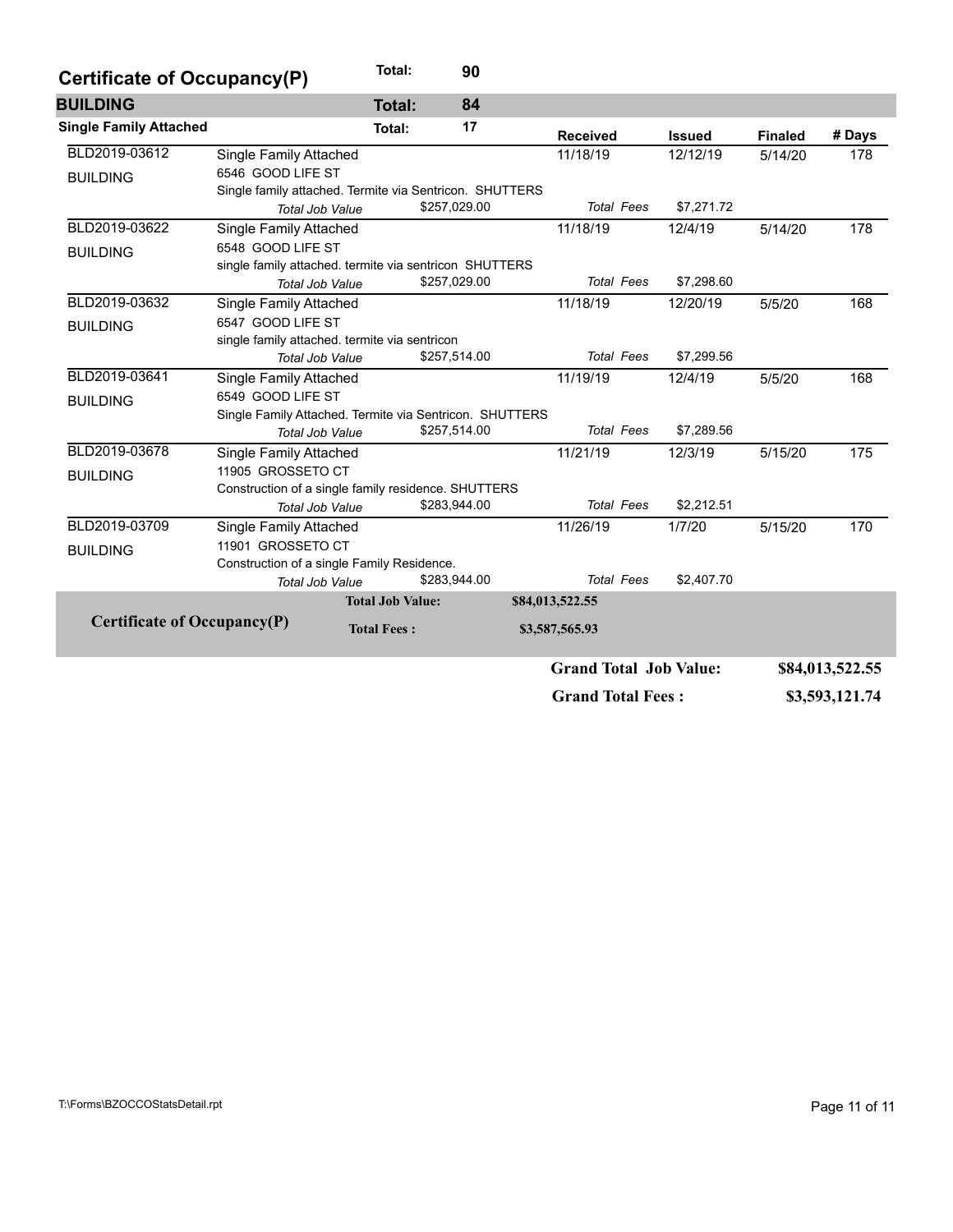## Certificate of Occupancy(P) Total: 90

### BUILDING Total: 84

#### Single Family Attached Total: 17

| Permit | Description | | Received | Issued | Finaled | # Days |
|---|---|---|---|---|---|---|
| BLD2019-03612<br>BUILDING | Single Family Attached<br>6546 GOOD LIFE ST<br>Single family attached. Termite via Sentricon. SHUTTERS | | 11/18/19 | 12/12/19 | 5/14/20 | 178 |
| | *Total Job Value* | $257,029.00 | *Total Fees* | $7,271.72 | | |
| BLD2019-03622<br>BUILDING | Single Family Attached<br>6548 GOOD LIFE ST<br>single family attached. termite via sentricon SHUTTERS | | 11/18/19 | 12/4/19 | 5/14/20 | 178 |
| | *Total Job Value* | $257,029.00 | *Total Fees* | $7,298.60 | | |
| BLD2019-03632<br>BUILDING | Single Family Attached<br>6547 GOOD LIFE ST<br>single family attached. termite via sentricon | | 11/18/19 | 12/20/19 | 5/5/20 | 168 |
| | *Total Job Value* | $257,514.00 | *Total Fees* | $7,299.56 | | |
| BLD2019-03641<br>BUILDING | Single Family Attached<br>6549 GOOD LIFE ST<br>Single Family Attached. Termite via Sentricon. SHUTTERS | | 11/19/19 | 12/4/19 | 5/5/20 | 168 |
| | *Total Job Value* | $257,514.00 | *Total Fees* | $7,289.56 | | |
| BLD2019-03678<br>BUILDING | Single Family Attached<br>11905 GROSSETO CT<br>Construction of a single family residence. SHUTTERS | | 11/21/19 | 12/3/19 | 5/15/20 | 175 |
| | *Total Job Value* | $283,944.00 | *Total Fees* | $2,212.51 | | |
| BLD2019-03709<br>BUILDING | Single Family Attached<br>11901 GROSSETO CT<br>Construction of a single Family Residence. | | 11/26/19 | 1/7/20 | 5/15/20 | 170 |
| | *Total Job Value* | $283,944.00 | *Total Fees* | $2,407.70 | | |

**Certificate of Occupancy(P)**

**Total Job Value:** $84,013,522.55

**Total Fees :** $3,587,565.93

**Grand Total Job Value:** $84,013,522.55

**Grand Total Fees :** $3,593,121.74

T:\Forms\BZOCCOStatsDetail.rpt